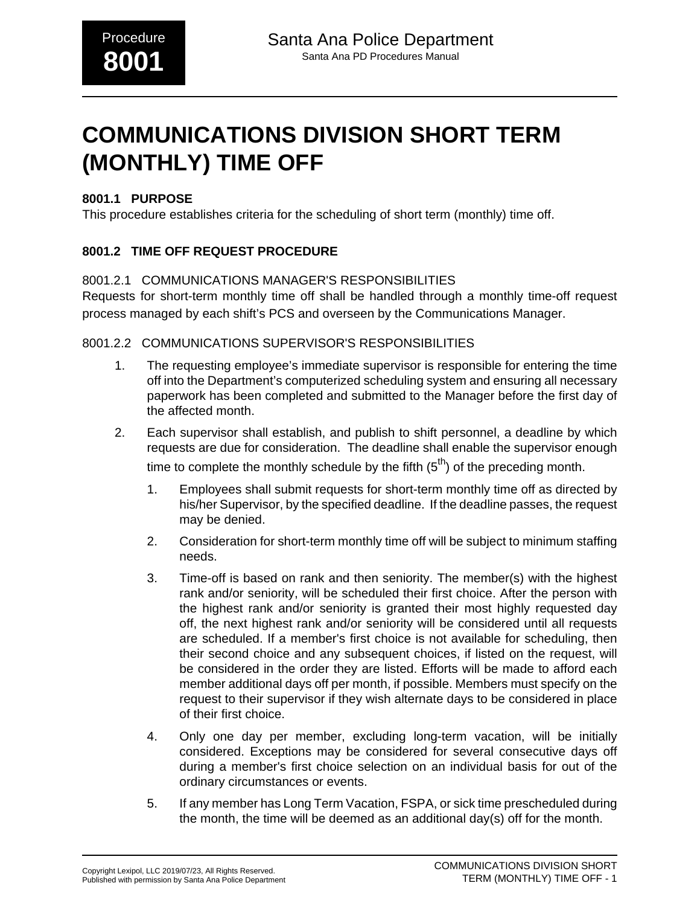# COMMUNICATIONS DIVISION SHORT TERM (MONTHLY) TIME OFF

### 8001.1 PURPOSE

This procedure establishes criteria for the scheduling of short term (monthly) time off.

### 8001.2 TIME OFF REQUEST PROCEDURE

#### 8001.2.1 COMMUNICATIONS MANAGER'S RESPONSIBILITIES

Requests for short-term monthly time off shall be handled through a monthly time-off request process managed by each shift's PCS and overseen by the Communications Manager.

#### 8001.2.2 COMMUNICATIONS SUPERVISOR'S RESPONSIBILITIES

1. The requesting employee's immediate supervisor is responsible for entering the time off into the Department's computerized scheduling system and ensuring all necessary paperwork has been completed and submitted to the Manager before the first day of the affected month.

2. Each supervisor shall establish, and publish to shift personnel, a deadline by which requests are due for consideration. The deadline shall enable the supervisor enough time to complete the monthly schedule by the fifth (5th) of the preceding month.

    1. Employees shall submit requests for short-term monthly time off as directed by his/her Supervisor, by the specified deadline. If the deadline passes, the request may be denied.

    2. Consideration for short-term monthly time off will be subject to minimum staffing needs.

    3. Time-off is based on rank and then seniority. The member(s) with the highest rank and/or seniority, will be scheduled their first choice. After the person with the highest rank and/or seniority is granted their most highly requested day off, the next highest rank and/or seniority will be considered until all requests are scheduled. If a member's first choice is not available for scheduling, then their second choice and any subsequent choices, if listed on the request, will be considered in the order they are listed. Efforts will be made to afford each member additional days off per month, if possible. Members must specify on the request to their supervisor if they wish alternate days to be considered in place of their first choice.

    4. Only one day per member, excluding long-term vacation, will be initially considered. Exceptions may be considered for several consecutive days off during a member's first choice selection on an individual basis for out of the ordinary circumstances or events.

    5. If any member has Long Term Vacation, FSPA, or sick time prescheduled during the month, the time will be deemed as an additional day(s) off for the month.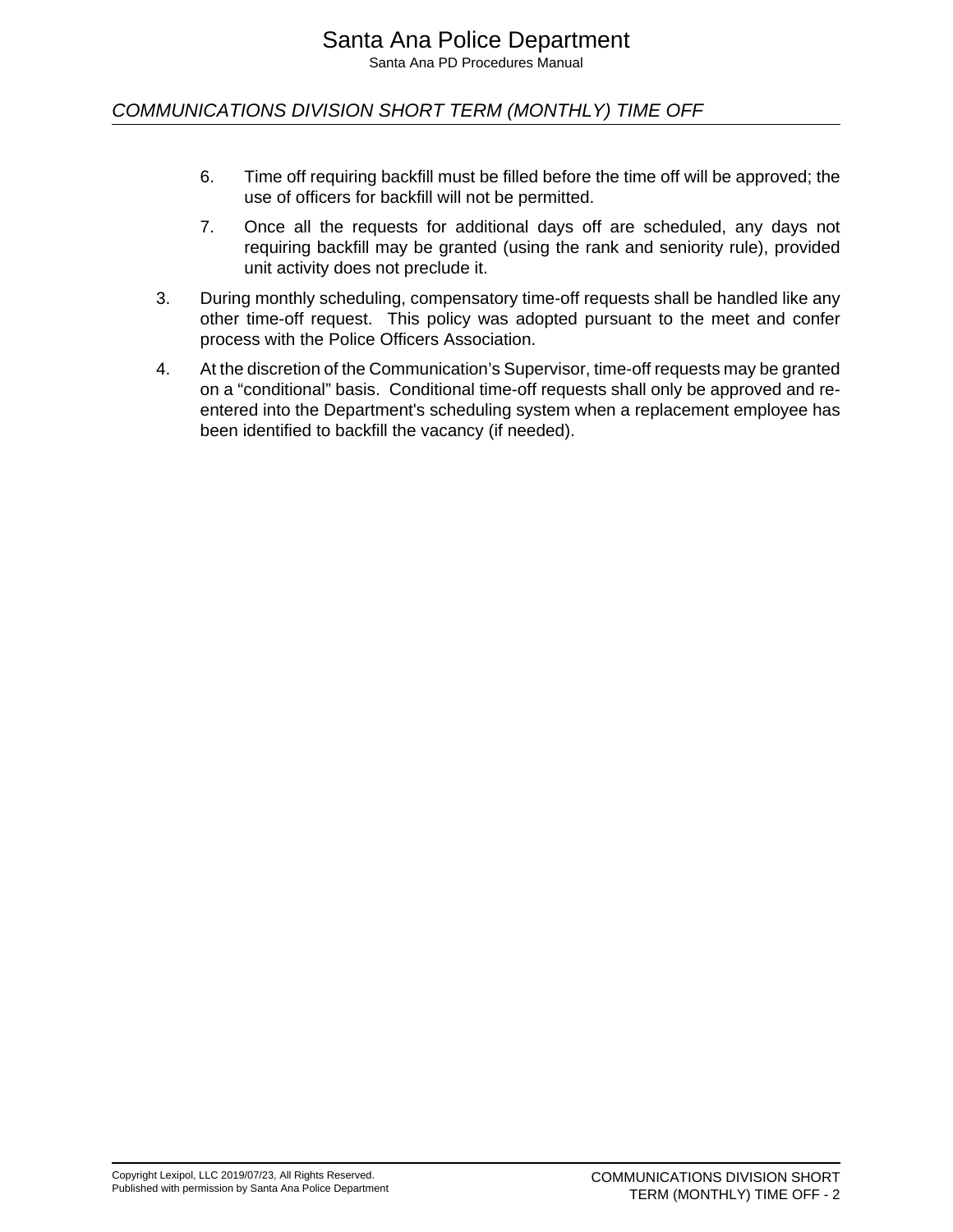6. Time off requiring backfill must be filled before the time off will be approved; the use of officers for backfill will not be permitted.

   7. Once all the requests for additional days off are scheduled, any days not requiring backfill may be granted (using the rank and seniority rule), provided unit activity does not preclude it.

3. During monthly scheduling, compensatory time-off requests shall be handled like any other time-off request. This policy was adopted pursuant to the meet and confer process with the Police Officers Association.

4. At the discretion of the Communication's Supervisor, time-off requests may be granted on a "conditional" basis. Conditional time-off requests shall only be approved and re-entered into the Department's scheduling system when a replacement employee has been identified to backfill the vacancy (if needed).